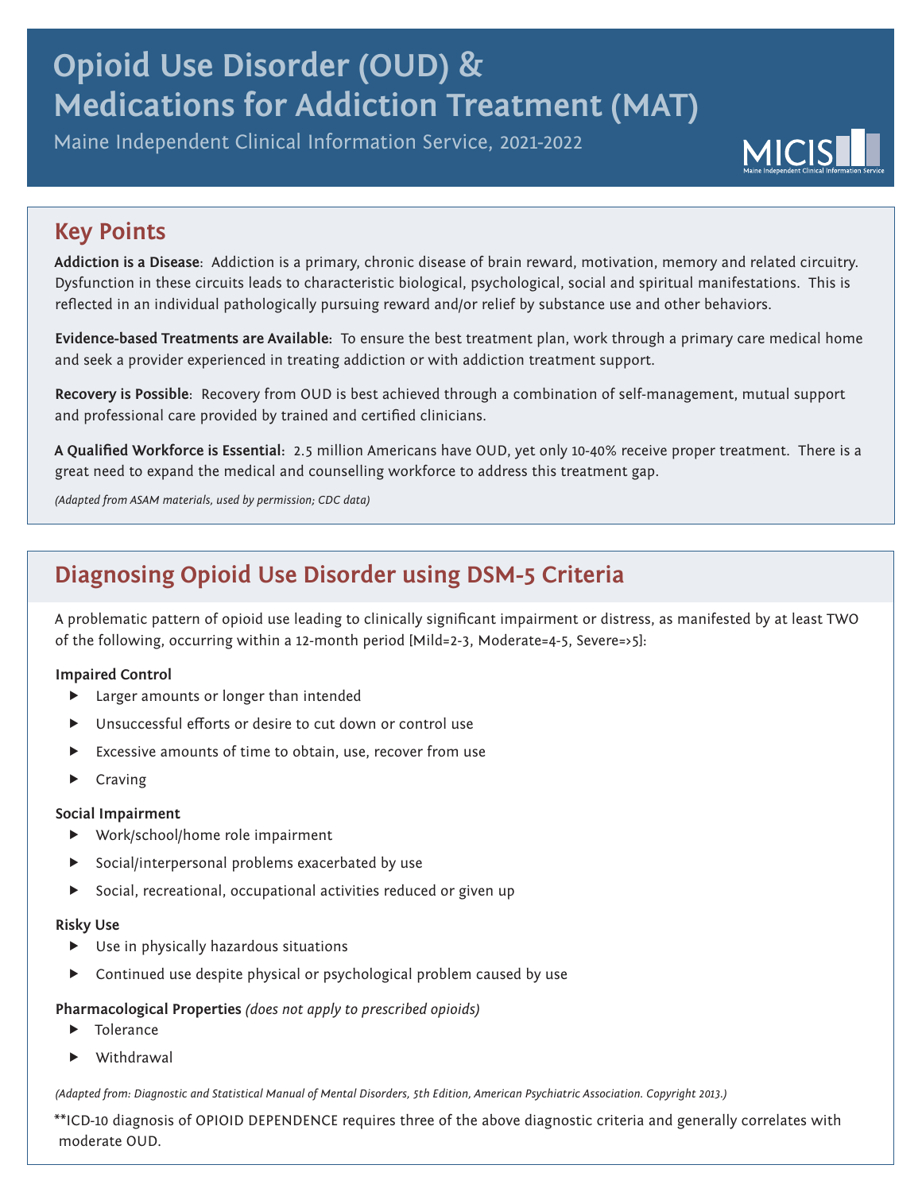# Opioid Use Disorder (OUD) & Medications for Addiction Treatment (MAT)

Maine Independent Clinical Information Service, 2021-2022

MICIS Maine Independent Clinical Information Service

## Key Points

**Addiction is a Disease**: Addiction is a primary, chronic disease of brain reward, motivation, memory and related circuitry. Dysfunction in these circuits leads to characteristic biological, psychological, social and spiritual manifestations. This is reflected in an individual pathologically pursuing reward and/or relief by substance use and other behaviors.

**Evidence-based Treatments are Available**: To ensure the best treatment plan, work through a primary care medical home and seek a provider experienced in treating addiction or with addiction treatment support.

**Recovery is Possible**: Recovery from OUD is best achieved through a combination of self-management, mutual support and professional care provided by trained and certified clinicians.

**A Qualified Workforce is Essential**: 2.5 million Americans have OUD, yet only 10-40% receive proper treatment. There is a great need to expand the medical and counselling workforce to address this treatment gap.

*(Adapted from ASAM materials, used by permission; CDC data)*

## Diagnosing Opioid Use Disorder using DSM-5 Criteria

A problematic pattern of opioid use leading to clinically significant impairment or distress, as manifested by at least TWO of the following, occurring within a 12-month period [Mild=2-3, Moderate=4-5, Severe=>5]:

**Impaired Control**

- Larger amounts or longer than intended
- Unsuccessful efforts or desire to cut down or control use
- Excessive amounts of time to obtain, use, recover from use
- Craving

**Social Impairment**

- Work/school/home role impairment
- Social/interpersonal problems exacerbated by use
- Social, recreational, occupational activities reduced or given up

**Risky Use**

- Use in physically hazardous situations
- Continued use despite physical or psychological problem caused by use

**Pharmacological Properties** *(does not apply to prescribed opioids)*

- Tolerance
- Withdrawal

*(Adapted from: Diagnostic and Statistical Manual of Mental Disorders, 5th Edition, American Psychiatric Association. Copyright 2013.)*

**ICD-10 diagnosis of OPIOID DEPENDENCE requires three of the above diagnostic criteria and generally correlates with moderate OUD.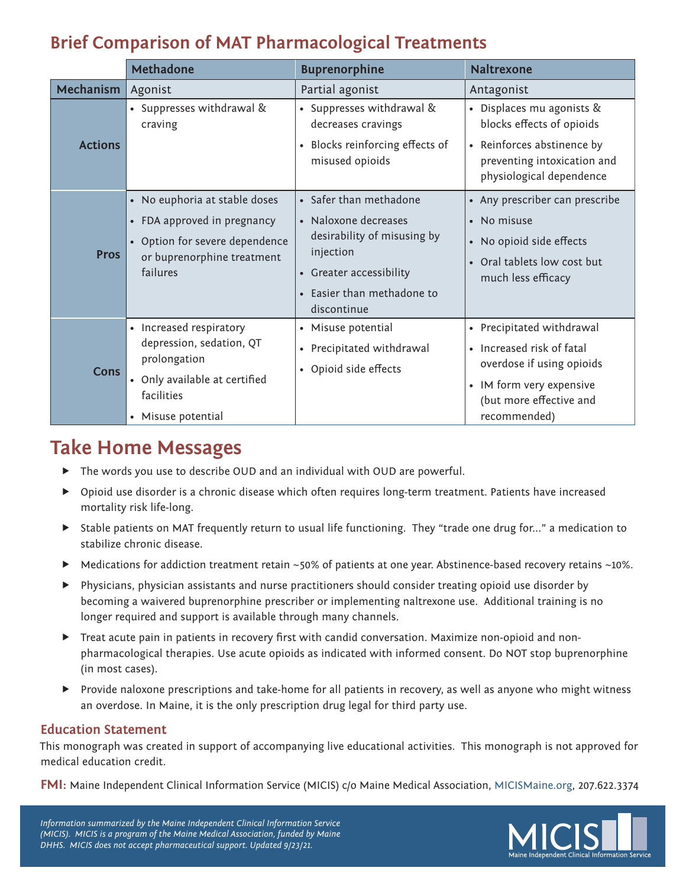## Brief Comparison of MAT Pharmacological Treatments

| | Methadone | Buprenorphine | Naltrexone |
|---|---|---|---|
| **Mechanism** | Agonist | Partial agonist | Antagonist |
| **Actions** | • Suppresses withdrawal & craving | • Suppresses withdrawal & decreases cravings<br>• Blocks reinforcing effects of misused opioids | • Displaces mu agonists & blocks effects of opioids<br>• Reinforces abstinence by preventing intoxication and physiological dependence |
| **Pros** | • No euphoria at stable doses<br>• FDA approved in pregnancy<br>• Option for severe dependence or buprenorphine treatment failures | • Safer than methadone<br>• Naloxone decreases desirability of misusing by injection<br>• Greater accessibility<br>• Easier than methadone to discontinue | • Any prescriber can prescribe<br>• No misuse<br>• No opioid side effects<br>• Oral tablets low cost but much less efficacy |
| **Cons** | • Increased respiratory depression, sedation, QT prolongation<br>• Only available at certified facilities<br>• Misuse potential | • Misuse potential<br>• Precipitated withdrawal<br>• Opioid side effects | • Precipitated withdrawal<br>• Increased risk of fatal overdose if using opioids<br>• IM form very expensive (but more effective and recommended) |

# Take Home Messages

- The words you use to describe OUD and an individual with OUD are powerful.
- Opioid use disorder is a chronic disease which often requires long-term treatment. Patients have increased mortality risk life-long.
- Stable patients on MAT frequently return to usual life functioning. They "trade one drug for..." a medication to stabilize chronic disease.
- Medications for addiction treatment retain ~50% of patients at one year. Abstinence-based recovery retains ~10%.
- Physicians, physician assistants and nurse practitioners should consider treating opioid use disorder by becoming a waivered buprenorphine prescriber or implementing naltrexone use. Additional training is no longer required and support is available through many channels.
- Treat acute pain in patients in recovery first with candid conversation. Maximize non-opioid and non-pharmacological therapies. Use acute opioids as indicated with informed consent. Do NOT stop buprenorphine (in most cases).
- Provide naloxone prescriptions and take-home for all patients in recovery, as well as anyone who might witness an overdose. In Maine, it is the only prescription drug legal for third party use.

### Education Statement

This monograph was created in support of accompanying live educational activities. This monograph is not approved for medical education credit.

**FMI:** Maine Independent Clinical Information Service (MICIS) c/o Maine Medical Association, MICISMaine.org, 207.622.3374

*Information summarized by the Maine Independent Clinical Information Service (MICIS). MICIS is a program of the Maine Medical Association, funded by Maine DHHS. MICIS does not accept pharmaceutical support. Updated 9/23/21.*

MICIS
Maine Independent Clinical Information Service